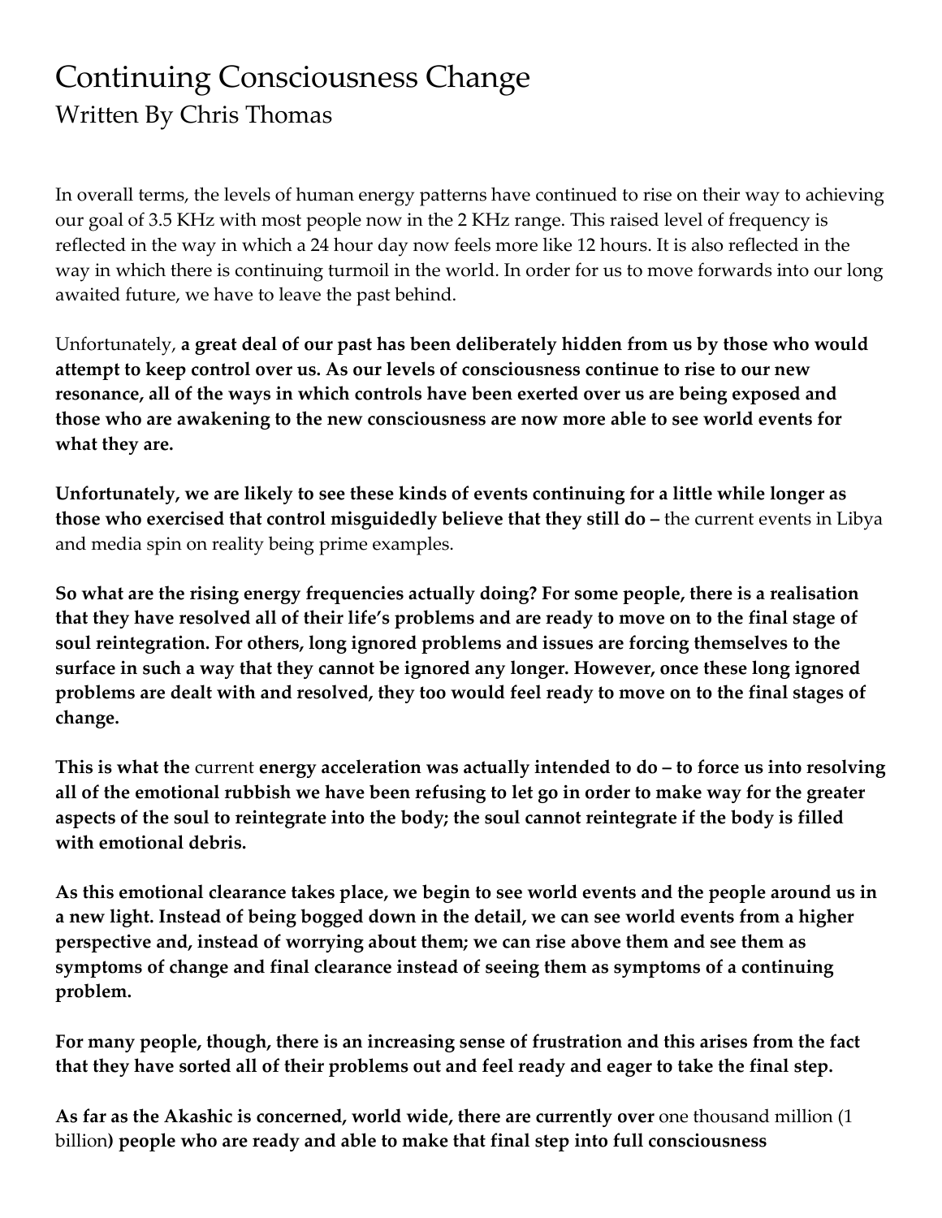# Continuing Consciousness Change

## Written By Chris Thomas

In overall terms, the levels of human energy patterns have continued to rise on their way to achieving our goal of 3.5 KHz with most people now in the 2 KHz range. This raised level of frequency is reflected in the way in which a 24 hour day now feels more like 12 hours. It is also reflected in the way in which there is continuing turmoil in the world. In order for us to move forwards into our long awaited future, we have to leave the past behind.

Unfortunately, **a great deal of our past has been deliberately hidden from us by those who would attempt to keep control over us. As our levels of consciousness continue to rise to our new resonance, all of the ways in which controls have been exerted over us are being exposed and those who are awakening to the new consciousness are now more able to see world events for what they are.**

**Unfortunately, we are likely to see these kinds of events continuing for a little while longer as those who exercised that control misguidedly believe that they still do –** the current events in Libya and media spin on reality being prime examples.

**So what are the rising energy frequencies actually doing? For some people, there is a realisation that they have resolved all of their life's problems and are ready to move on to the final stage of soul reintegration. For others, long ignored problems and issues are forcing themselves to the surface in such a way that they cannot be ignored any longer. However, once these long ignored problems are dealt with and resolved, they too would feel ready to move on to the final stages of change.**

**This is what the** current **energy acceleration was actually intended to do – to force us into resolving all of the emotional rubbish we have been refusing to let go in order to make way for the greater aspects of the soul to reintegrate into the body; the soul cannot reintegrate if the body is filled with emotional debris.**

**As this emotional clearance takes place, we begin to see world events and the people around us in a new light. Instead of being bogged down in the detail, we can see world events from a higher perspective and, instead of worrying about them; we can rise above them and see them as symptoms of change and final clearance instead of seeing them as symptoms of a continuing problem.**

**For many people, though, there is an increasing sense of frustration and this arises from the fact that they have sorted all of their problems out and feel ready and eager to take the final step.**

**As far as the Akashic is concerned, world wide, there are currently over** one thousand million (1 billion**) people who are ready and able to make that final step into full consciousness**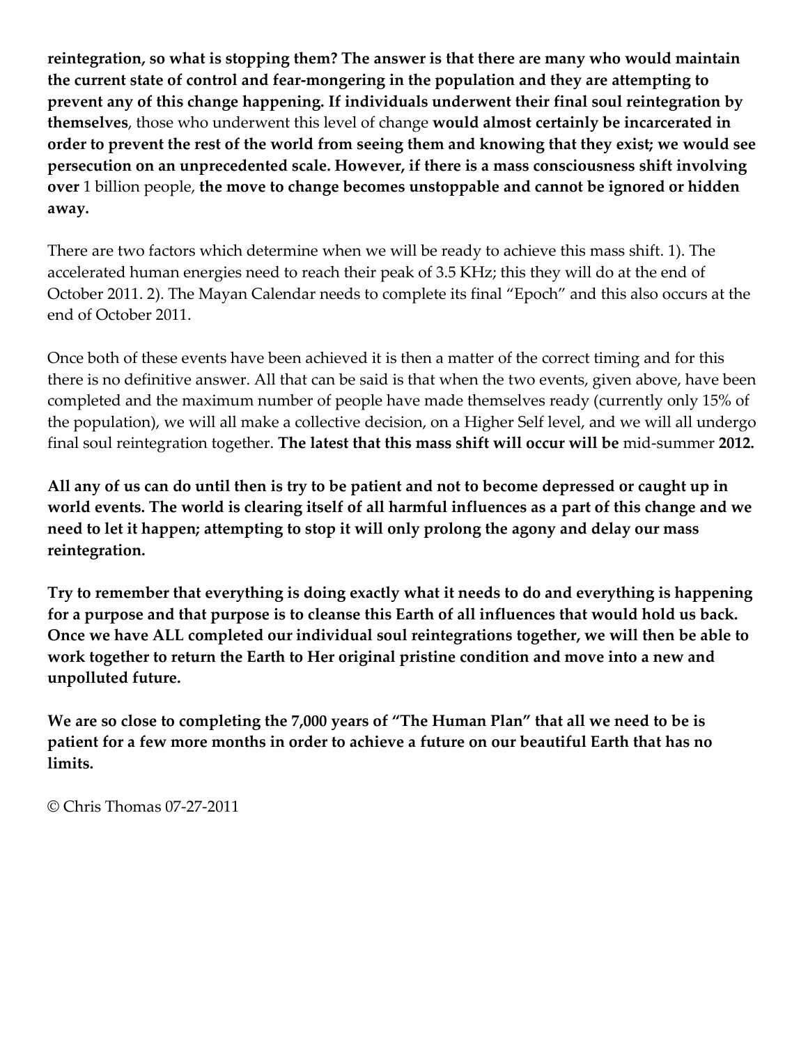**reintegration, so what is stopping them? The answer is that there are many who would maintain the current state of control and fear-mongering in the population and they are attempting to prevent any of this change happening. If individuals underwent their final soul reintegration by themselves**, those who underwent this level of change **would almost certainly be incarcerated in order to prevent the rest of the world from seeing them and knowing that they exist; we would see persecution on an unprecedented scale. However, if there is a mass consciousness shift involving over** 1 billion people, **the move to change becomes unstoppable and cannot be ignored or hidden away.**

There are two factors which determine when we will be ready to achieve this mass shift. 1). The accelerated human energies need to reach their peak of 3.5 KHz; this they will do at the end of October 2011. 2). The Mayan Calendar needs to complete its final "Epoch" and this also occurs at the end of October 2011.

Once both of these events have been achieved it is then a matter of the correct timing and for this there is no definitive answer. All that can be said is that when the two events, given above, have been completed and the maximum number of people have made themselves ready (currently only 15% of the population), we will all make a collective decision, on a Higher Self level, and we will all undergo final soul reintegration together. **The latest that this mass shift will occur will be** mid-summer **2012.**

**All any of us can do until then is try to be patient and not to become depressed or caught up in world events. The world is clearing itself of all harmful influences as a part of this change and we need to let it happen; attempting to stop it will only prolong the agony and delay our mass reintegration.**

**Try to remember that everything is doing exactly what it needs to do and everything is happening for a purpose and that purpose is to cleanse this Earth of all influences that would hold us back. Once we have ALL completed our individual soul reintegrations together, we will then be able to work together to return the Earth to Her original pristine condition and move into a new and unpolluted future.**

**We are so close to completing the 7,000 years of "The Human Plan" that all we need to be is patient for a few more months in order to achieve a future on our beautiful Earth that has no limits.**

© Chris Thomas 07-27-2011